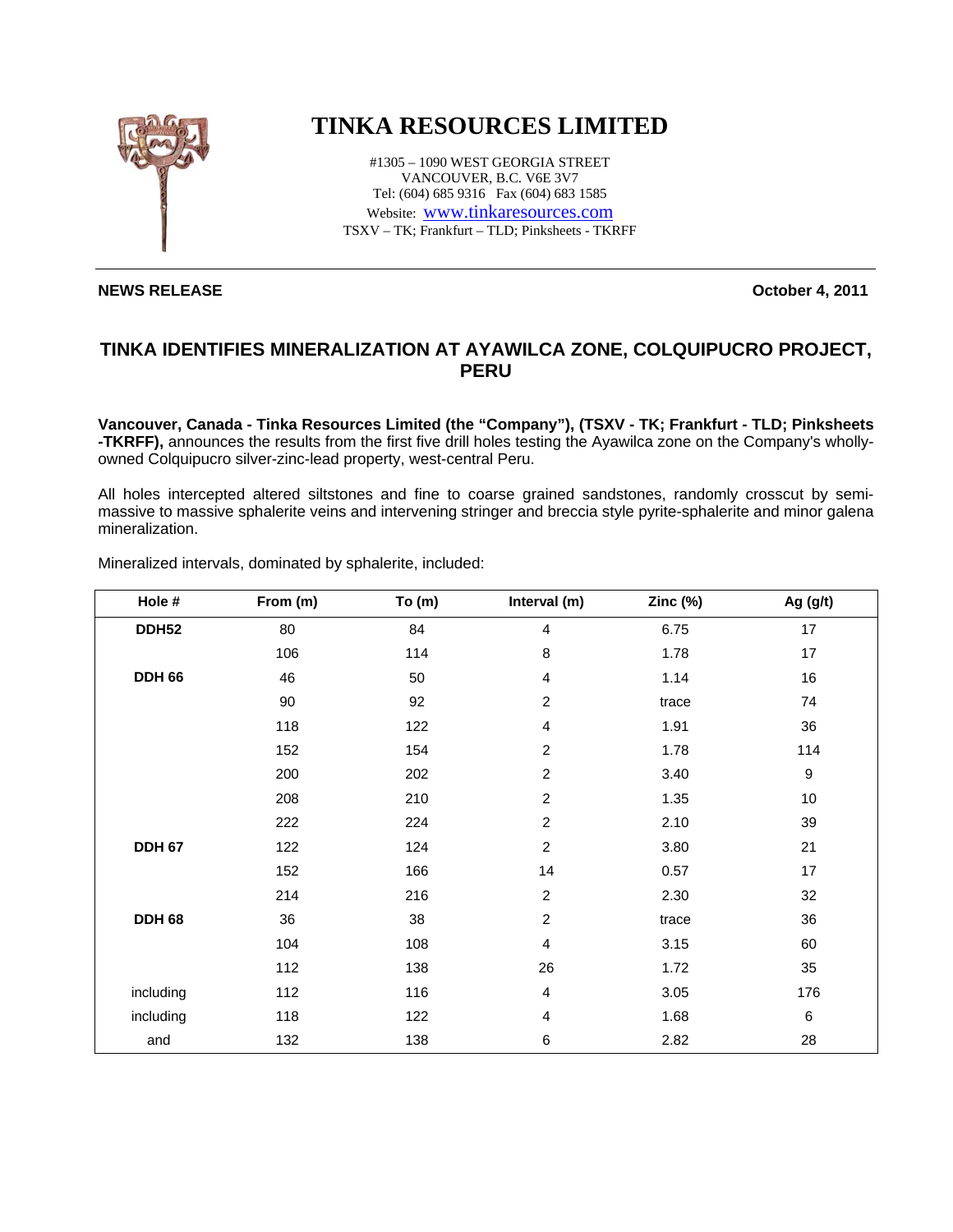# TINKA RESOURCES LIMITED

#1305 – 1090 WEST GEORGIA STREET
VANCOUVER, B.C. V6E 3V7
Tel: (604) 685 9316 Fax (604) 683 1585
Website: www.tinkaresources.com
TSXV – TK; Frankfurt – TLD; Pinksheets - TKRFF

**NEWS RELEASE** **October 4, 2011**

## TINKA IDENTIFIES MINERALIZATION AT AYAWILCA ZONE, COLQUIPUCRO PROJECT, PERU

**Vancouver, Canada - Tinka Resources Limited (the "Company"), (TSXV - TK; Frankfurt - TLD; Pinksheets -TKRFF),** announces the results from the first five drill holes testing the Ayawilca zone on the Company's wholly-owned Colquipucro silver-zinc-lead property, west-central Peru.

All holes intercepted altered siltstones and fine to coarse grained sandstones, randomly crosscut by semi-massive to massive sphalerite veins and intervening stringer and breccia style pyrite-sphalerite and minor galena mineralization.

Mineralized intervals, dominated by sphalerite, included:

| Hole # | From (m) | To (m) | Interval (m) | Zinc (%) | Ag (g/t) |
|---|---|---|---|---|---|
| **DDH52** | 80 | 84 | 4 | 6.75 | 17 |
| | 106 | 114 | 8 | 1.78 | 17 |
| **DDH 66** | 46 | 50 | 4 | 1.14 | 16 |
| | 90 | 92 | 2 | trace | 74 |
| | 118 | 122 | 4 | 1.91 | 36 |
| | 152 | 154 | 2 | 1.78 | 114 |
| | 200 | 202 | 2 | 3.40 | 9 |
| | 208 | 210 | 2 | 1.35 | 10 |
| | 222 | 224 | 2 | 2.10 | 39 |
| **DDH 67** | 122 | 124 | 2 | 3.80 | 21 |
| | 152 | 166 | 14 | 0.57 | 17 |
| | 214 | 216 | 2 | 2.30 | 32 |
| **DDH 68** | 36 | 38 | 2 | trace | 36 |
| | 104 | 108 | 4 | 3.15 | 60 |
| | 112 | 138 | 26 | 1.72 | 35 |
| including | 112 | 116 | 4 | 3.05 | 176 |
| including | 118 | 122 | 4 | 1.68 | 6 |
| and | 132 | 138 | 6 | 2.82 | 28 |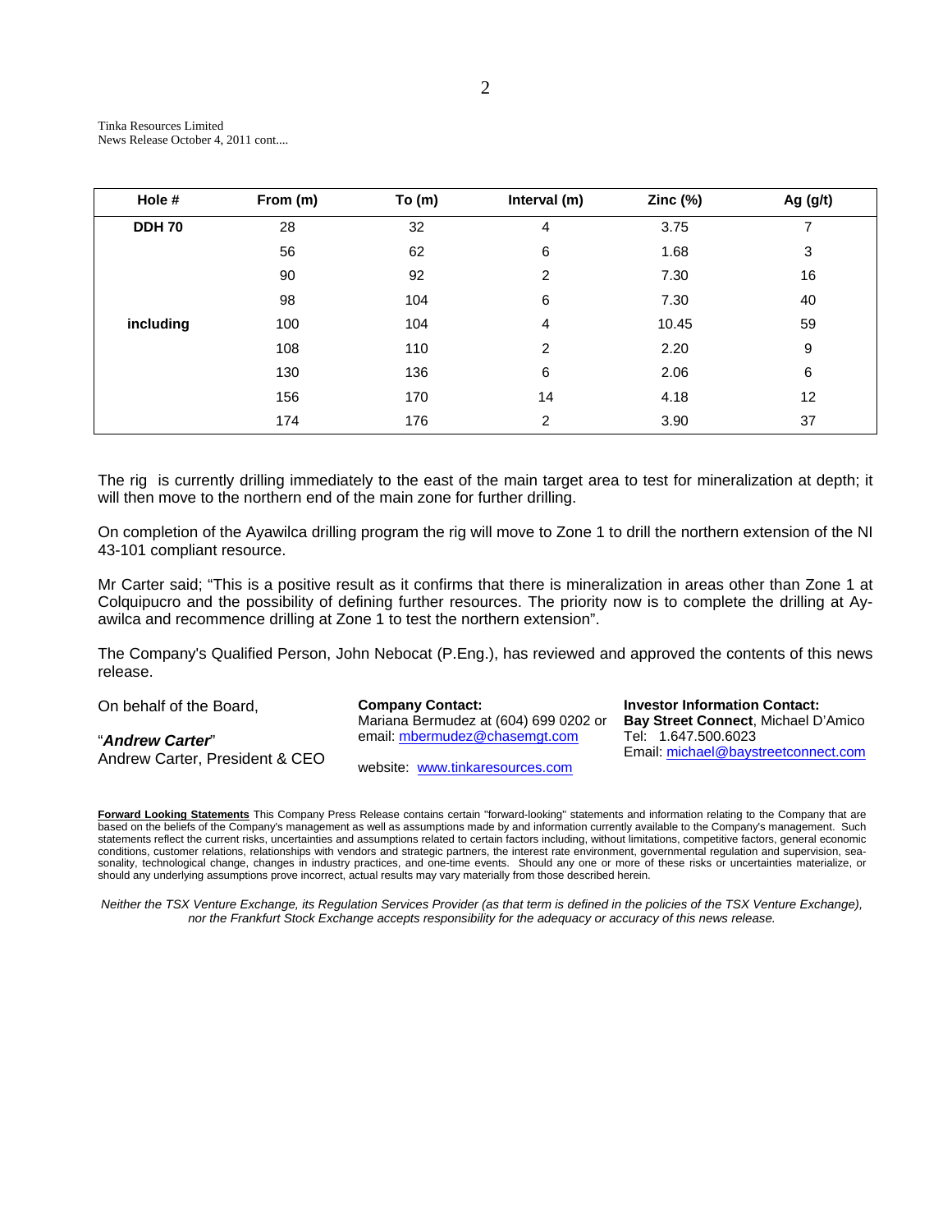Tinka Resources Limited
News Release October 4, 2011 cont....

| Hole # | From (m) | To (m) | Interval (m) | Zinc (%) | Ag (g/t) |
|---|---|---|---|---|---|
| **DDH 70** | 28 | 32 | 4 | 3.75 | 7 |
| | 56 | 62 | 6 | 1.68 | 3 |
| | 90 | 92 | 2 | 7.30 | 16 |
| | 98 | 104 | 6 | 7.30 | 40 |
| **including** | 100 | 104 | 4 | 10.45 | 59 |
| | 108 | 110 | 2 | 2.20 | 9 |
| | 130 | 136 | 6 | 2.06 | 6 |
| | 156 | 170 | 14 | 4.18 | 12 |
| | 174 | 176 | 2 | 3.90 | 37 |

The rig is currently drilling immediately to the east of the main target area to test for mineralization at depth; it will then move to the northern end of the main zone for further drilling.

On completion of the Ayawilca drilling program the rig will move to Zone 1 to drill the northern extension of the NI 43-101 compliant resource.

Mr Carter said; "This is a positive result as it confirms that there is mineralization in areas other than Zone 1 at Colquipucro and the possibility of defining further resources. The priority now is to complete the drilling at Ayawilca and recommence drilling at Zone 1 to test the northern extension".

The Company's Qualified Person, John Nebocat (P.Eng.), has reviewed and approved the contents of this news release.

On behalf of the Board,

"***Andrew Carter***"
Andrew Carter, President & CEO

**Company Contact:**
Mariana Bermudez at (604) 699 0202 or
email: mbermudez@chasemgt.com

website: www.tinkaresources.com

**Investor Information Contact:**
**Bay Street Connect**, Michael D'Amico
Tel: 1.647.500.6023
Email: michael@baystreetconnect.com

**Forward Looking Statements** This Company Press Release contains certain "forward-looking" statements and information relating to the Company that are based on the beliefs of the Company's management as well as assumptions made by and information currently available to the Company's management. Such statements reflect the current risks, uncertainties and assumptions related to certain factors including, without limitations, competitive factors, general economic conditions, customer relations, relationships with vendors and strategic partners, the interest rate environment, governmental regulation and supervision, seasonality, technological change, changes in industry practices, and one-time events. Should any one or more of these risks or uncertainties materialize, or should any underlying assumptions prove incorrect, actual results may vary materially from those described herein.

*Neither the TSX Venture Exchange, its Regulation Services Provider (as that term is defined in the policies of the TSX Venture Exchange), nor the Frankfurt Stock Exchange accepts responsibility for the adequacy or accuracy of this news release.*